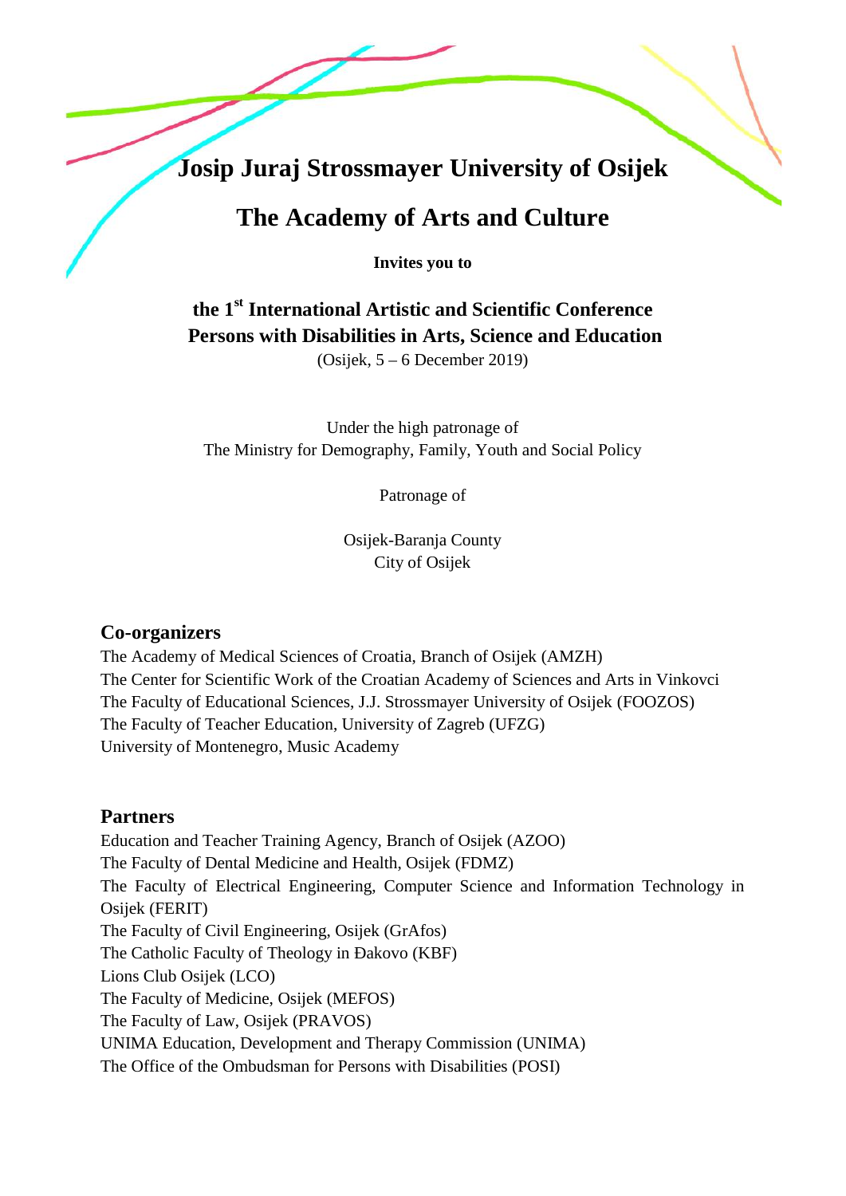# Josip Juraj Strossmayer University of Osijek

# The Academy of Arts and Culture

**Invites you to**

**the 1st International Artistic and Scientific Conference**
**Persons with Disabilities in Arts, Science and Education**
(Osijek, 5 – 6 December 2019)

Under the high patronage of
The Ministry for Demography, Family, Youth and Social Policy

Patronage of

Osijek-Baranja County
City of Osijek

## Co-organizers

The Academy of Medical Sciences of Croatia, Branch of Osijek (AMZH)
The Center for Scientific Work of the Croatian Academy of Sciences and Arts in Vinkovci
The Faculty of Educational Sciences, J.J. Strossmayer University of Osijek (FOOZOS)
The Faculty of Teacher Education, University of Zagreb (UFZG)
University of Montenegro, Music Academy

## Partners

Education and Teacher Training Agency, Branch of Osijek (AZOO)
The Faculty of Dental Medicine and Health, Osijek (FDMZ)
The Faculty of Electrical Engineering, Computer Science and Information Technology in Osijek (FERIT)
The Faculty of Civil Engineering, Osijek (GrAfos)
The Catholic Faculty of Theology in Đakovo (KBF)
Lions Club Osijek (LCO)
The Faculty of Medicine, Osijek (MEFOS)
The Faculty of Law, Osijek (PRAVOS)
UNIMA Education, Development and Therapy Commission (UNIMA)
The Office of the Ombudsman for Persons with Disabilities (POSI)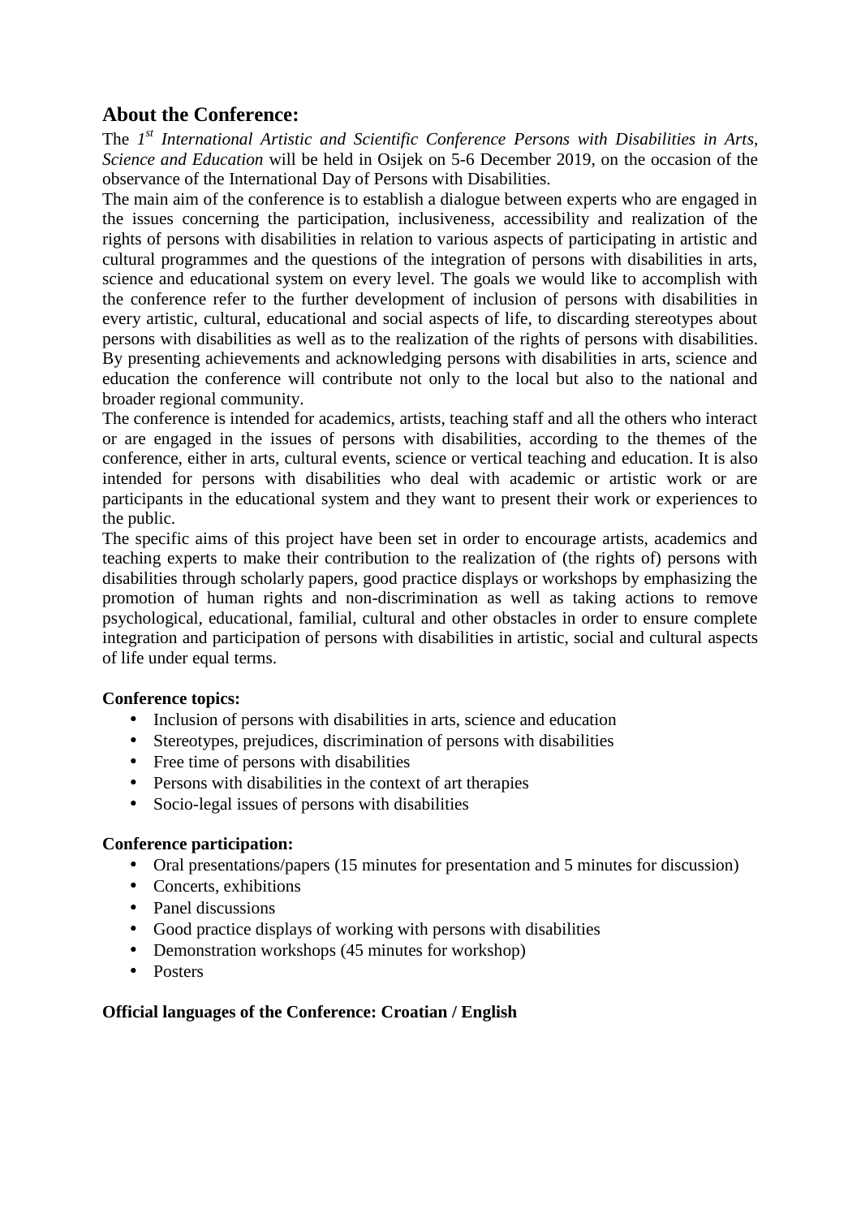## About the Conference:

The *1st International Artistic and Scientific Conference Persons with Disabilities in Arts, Science and Education* will be held in Osijek on 5-6 December 2019, on the occasion of the observance of the International Day of Persons with Disabilities.

The main aim of the conference is to establish a dialogue between experts who are engaged in the issues concerning the participation, inclusiveness, accessibility and realization of the rights of persons with disabilities in relation to various aspects of participating in artistic and cultural programmes and the questions of the integration of persons with disabilities in arts, science and educational system on every level. The goals we would like to accomplish with the conference refer to the further development of inclusion of persons with disabilities in every artistic, cultural, educational and social aspects of life, to discarding stereotypes about persons with disabilities as well as to the realization of the rights of persons with disabilities. By presenting achievements and acknowledging persons with disabilities in arts, science and education the conference will contribute not only to the local but also to the national and broader regional community.

The conference is intended for academics, artists, teaching staff and all the others who interact or are engaged in the issues of persons with disabilities, according to the themes of the conference, either in arts, cultural events, science or vertical teaching and education. It is also intended for persons with disabilities who deal with academic or artistic work or are participants in the educational system and they want to present their work or experiences to the public.

The specific aims of this project have been set in order to encourage artists, academics and teaching experts to make their contribution to the realization of (the rights of) persons with disabilities through scholarly papers, good practice displays or workshops by emphasizing the promotion of human rights and non-discrimination as well as taking actions to remove psychological, educational, familial, cultural and other obstacles in order to ensure complete integration and participation of persons with disabilities in artistic, social and cultural aspects of life under equal terms.

**Conference topics:**

- Inclusion of persons with disabilities in arts, science and education
- Stereotypes, prejudices, discrimination of persons with disabilities
- Free time of persons with disabilities
- Persons with disabilities in the context of art therapies
- Socio-legal issues of persons with disabilities

**Conference participation:**

- Oral presentations/papers (15 minutes for presentation and 5 minutes for discussion)
- Concerts, exhibitions
- Panel discussions
- Good practice displays of working with persons with disabilities
- Demonstration workshops (45 minutes for workshop)
- Posters

**Official languages of the Conference: Croatian / English**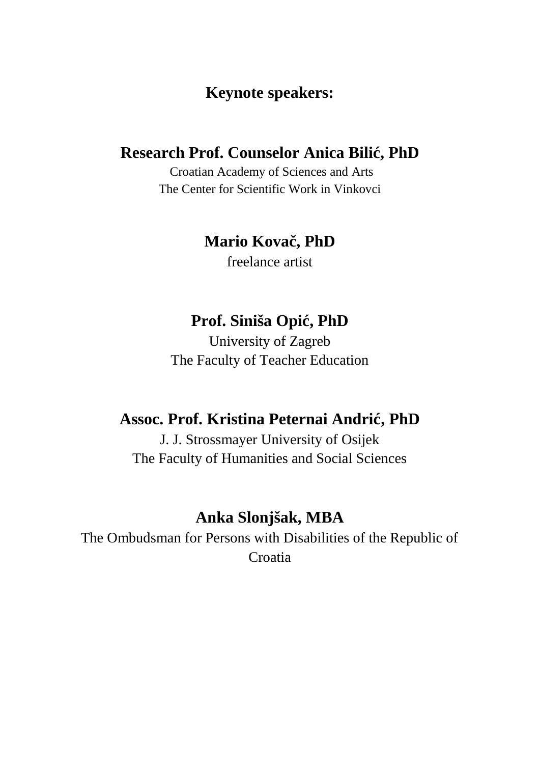## Keynote speakers:

### Research Prof. Counselor Anica Bilić, PhD

Croatian Academy of Sciences and Arts
The Center for Scientific Work in Vinkovci

### Mario Kovač, PhD

freelance artist

### Prof. Siniša Opić, PhD

University of Zagreb
The Faculty of Teacher Education

### Assoc. Prof. Kristina Peternai Andrić, PhD

J. J. Strossmayer University of Osijek
The Faculty of Humanities and Social Sciences

### Anka Slonjšak, MBA

The Ombudsman for Persons with Disabilities of the Republic of Croatia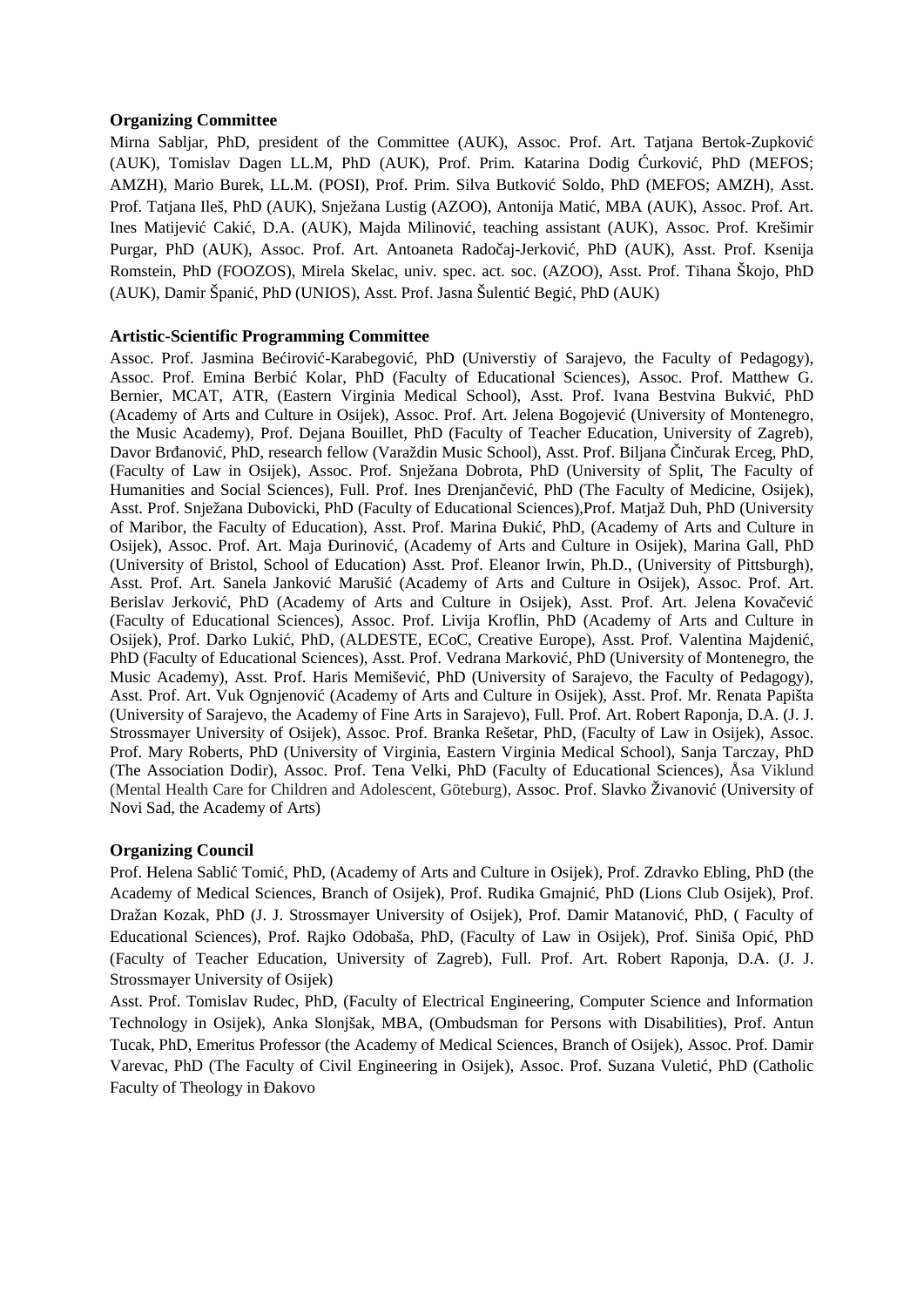**Organizing Committee**

Mirna Sabljar, PhD, president of the Committee (AUK), Assoc. Prof. Art. Tatjana Bertok-Zupković (AUK), Tomislav Dagen LL.M, PhD (AUK), Prof. Prim. Katarina Dodig Ćurković, PhD (MEFOS; AMZH), Mario Burek, LL.M. (POSI), Prof. Prim. Silva Butković Soldo, PhD (MEFOS; AMZH), Asst. Prof. Tatjana Ileš, PhD (AUK), Snježana Lustig (AZOO), Antonija Matić, MBA (AUK), Assoc. Prof. Art. Ines Matijević Cakić, D.A. (AUK), Majda Milinović, teaching assistant (AUK), Assoc. Prof. Krešimir Purgar, PhD (AUK), Assoc. Prof. Art. Antoaneta Radočaj-Jerković, PhD (AUK), Asst. Prof. Ksenija Romstein, PhD (FOOZOS), Mirela Skelac, univ. spec. act. soc. (AZOO), Asst. Prof. Tihana Škojo, PhD (AUK), Damir Španić, PhD (UNIOS), Asst. Prof. Jasna Šulentić Begić, PhD (AUK)

**Artistic-Scientific Programming Committee**

Assoc. Prof. Jasmina Bećirović-Karabegović, PhD (Universtiy of Sarajevo, the Faculty of Pedagogy), Assoc. Prof. Emina Berbić Kolar, PhD (Faculty of Educational Sciences), Assoc. Prof. Matthew G. Bernier, MCAT, ATR, (Eastern Virginia Medical School), Asst. Prof. Ivana Bestvina Bukvić, PhD (Academy of Arts and Culture in Osijek), Assoc. Prof. Art. Jelena Bogojević (University of Montenegro, the Music Academy), Prof. Dejana Bouillet, PhD (Faculty of Teacher Education, University of Zagreb), Davor Brđanović, PhD, research fellow (Varaždin Music School), Asst. Prof. Biljana Činčurak Erceg, PhD, (Faculty of Law in Osijek), Assoc. Prof. Snježana Dobrota, PhD (University of Split, The Faculty of Humanities and Social Sciences), Full. Prof. Ines Drenjančević, PhD (The Faculty of Medicine, Osijek), Asst. Prof. Snježana Dubovicki, PhD (Faculty of Educational Sciences),Prof. Matjaž Duh, PhD (University of Maribor, the Faculty of Education), Asst. Prof. Marina Đukić, PhD, (Academy of Arts and Culture in Osijek), Assoc. Prof. Art. Maja Đurinović, (Academy of Arts and Culture in Osijek), Marina Gall, PhD (University of Bristol, School of Education) Asst. Prof. Eleanor Irwin, Ph.D., (University of Pittsburgh), Asst. Prof. Art. Sanela Janković Marušić (Academy of Arts and Culture in Osijek), Assoc. Prof. Art. Berislav Jerković, PhD (Academy of Arts and Culture in Osijek), Asst. Prof. Art. Jelena Kovačević (Faculty of Educational Sciences), Assoc. Prof. Livija Kroflin, PhD (Academy of Arts and Culture in Osijek), Prof. Darko Lukić, PhD, (ALDESTE, ECoC, Creative Europe), Asst. Prof. Valentina Majdenić, PhD (Faculty of Educational Sciences), Asst. Prof. Vedrana Marković, PhD (University of Montenegro, the Music Academy), Asst. Prof. Haris Memišević, PhD (University of Sarajevo, the Faculty of Pedagogy), Asst. Prof. Art. Vuk Ognjenović (Academy of Arts and Culture in Osijek), Asst. Prof. Mr. Renata Papišta (University of Sarajevo, the Academy of Fine Arts in Sarajevo), Full. Prof. Art. Robert Raponja, D.A. (J. J. Strossmayer University of Osijek), Assoc. Prof. Branka Rešetar, PhD, (Faculty of Law in Osijek), Assoc. Prof. Mary Roberts, PhD (University of Virginia, Eastern Virginia Medical School), Sanja Tarczay, PhD (The Association Dodir), Assoc. Prof. Tena Velki, PhD (Faculty of Educational Sciences), Åsa Viklund (Mental Health Care for Children and Adolescent, Göteburg), Assoc. Prof. Slavko Živanović (University of Novi Sad, the Academy of Arts)

**Organizing Council**

Prof. Helena Sablić Tomić, PhD, (Academy of Arts and Culture in Osijek), Prof. Zdravko Ebling, PhD (the Academy of Medical Sciences, Branch of Osijek), Prof. Rudika Gmajnić, PhD (Lions Club Osijek), Prof. Dražan Kozak, PhD (J. J. Strossmayer University of Osijek), Prof. Damir Matanović, PhD, ( Faculty of Educational Sciences), Prof. Rajko Odobaša, PhD, (Faculty of Law in Osijek), Prof. Siniša Opić, PhD (Faculty of Teacher Education, University of Zagreb), Full. Prof. Art. Robert Raponja, D.A. (J. J. Strossmayer University of Osijek)

Asst. Prof. Tomislav Rudec, PhD, (Faculty of Electrical Engineering, Computer Science and Information Technology in Osijek), Anka Slonjšak, MBA, (Ombudsman for Persons with Disabilities), Prof. Antun Tucak, PhD, Emeritus Professor (the Academy of Medical Sciences, Branch of Osijek), Assoc. Prof. Damir Varevac, PhD (The Faculty of Civil Engineering in Osijek), Assoc. Prof. Suzana Vuletić, PhD (Catholic Faculty of Theology in Đakovo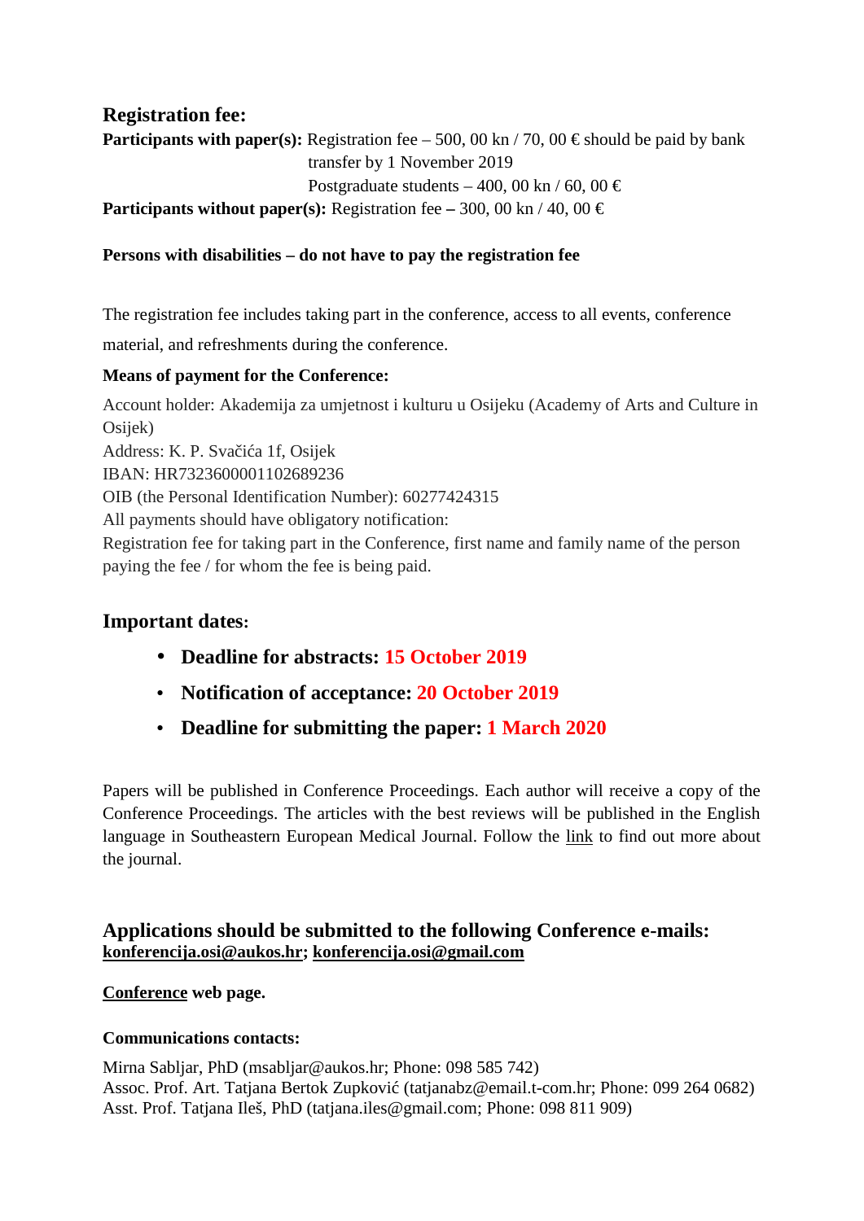## Registration fee:

**Participants with paper(s):** Registration fee – 500, 00 kn / 70, 00 € should be paid by bank transfer by 1 November 2019

Postgraduate students – 400, 00 kn / 60, 00 €

**Participants without paper(s):** Registration fee **–** 300, 00 kn / 40, 00 €

**Persons with disabilities – do not have to pay the registration fee**

The registration fee includes taking part in the conference, access to all events, conference material, and refreshments during the conference.

**Means of payment for the Conference:**

Account holder: Akademija za umjetnost i kulturu u Osijeku (Academy of Arts and Culture in Osijek)
Address: K. P. Svačića 1f, Osijek
IBAN: HR7323600001102689236
OIB (the Personal Identification Number): 60277424315
All payments should have obligatory notification:
Registration fee for taking part in the Conference, first name and family name of the person paying the fee / for whom the fee is being paid.

## Important dates:

- **Deadline for abstracts: 15 October 2019**
- **Notification of acceptance: 20 October 2019**
- **Deadline for submitting the paper: 1 March 2020**

Papers will be published in Conference Proceedings. Each author will receive a copy of the Conference Proceedings. The articles with the best reviews will be published in the English language in Southeastern European Medical Journal. Follow the link to find out more about the journal.

## Applications should be submitted to the following Conference e-mails:

**konferencija.osi@aukos.hr; konferencija.osi@gmail.com**

**Conference web page.**

**Communications contacts:**

Mirna Sabljar, PhD (msabljar@aukos.hr; Phone: 098 585 742)
Assoc. Prof. Art. Tatjana Bertok Zupković (tatjanabz@email.t-com.hr; Phone: 099 264 0682)
Asst. Prof. Tatjana Ileš, PhD (tatjana.iles@gmail.com; Phone: 098 811 909)